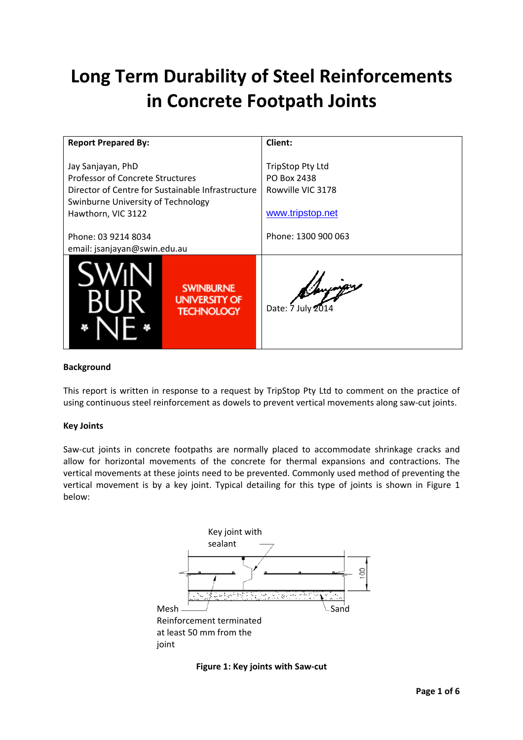# Long Term Durability of Steel Reinforcements in Concrete Footpath Joints

| **Report Prepared By:** | **Client:** |
| --- | --- |
| Jay Sanjayan, PhD<br>Professor of Concrete Structures<br>Director of Centre for Sustainable Infrastructure<br>Swinburne University of Technology<br>Hawthorn, VIC 3122<br><br>Phone: 03 9214 8034<br>email: jsanjayan@swin.edu.au | TripStop Pty Ltd<br>PO Box 2438<br>Rowville VIC 3178<br><br>www.tripstop.net<br><br>Phone: 1300 900 063 |
| SWINBURNE UNIVERSITY OF TECHNOLOGY | Date: 7 July 2014 |

**Background**

This report is written in response to a request by TripStop Pty Ltd to comment on the practice of using continuous steel reinforcement as dowels to prevent vertical movements along saw-cut joints.

**Key Joints**

Saw-cut joints in concrete footpaths are normally placed to accommodate shrinkage cracks and allow for horizontal movements of the concrete for thermal expansions and contractions. The vertical movements at these joints need to be prevented. Commonly used method of preventing the vertical movement is by a key joint. Typical detailing for this type of joints is shown in Figure 1 below:

Key joint with sealant

100

Mesh

Sand

Reinforcement terminated at least 50 mm from the joint

**Figure 1: Key joints with Saw-cut**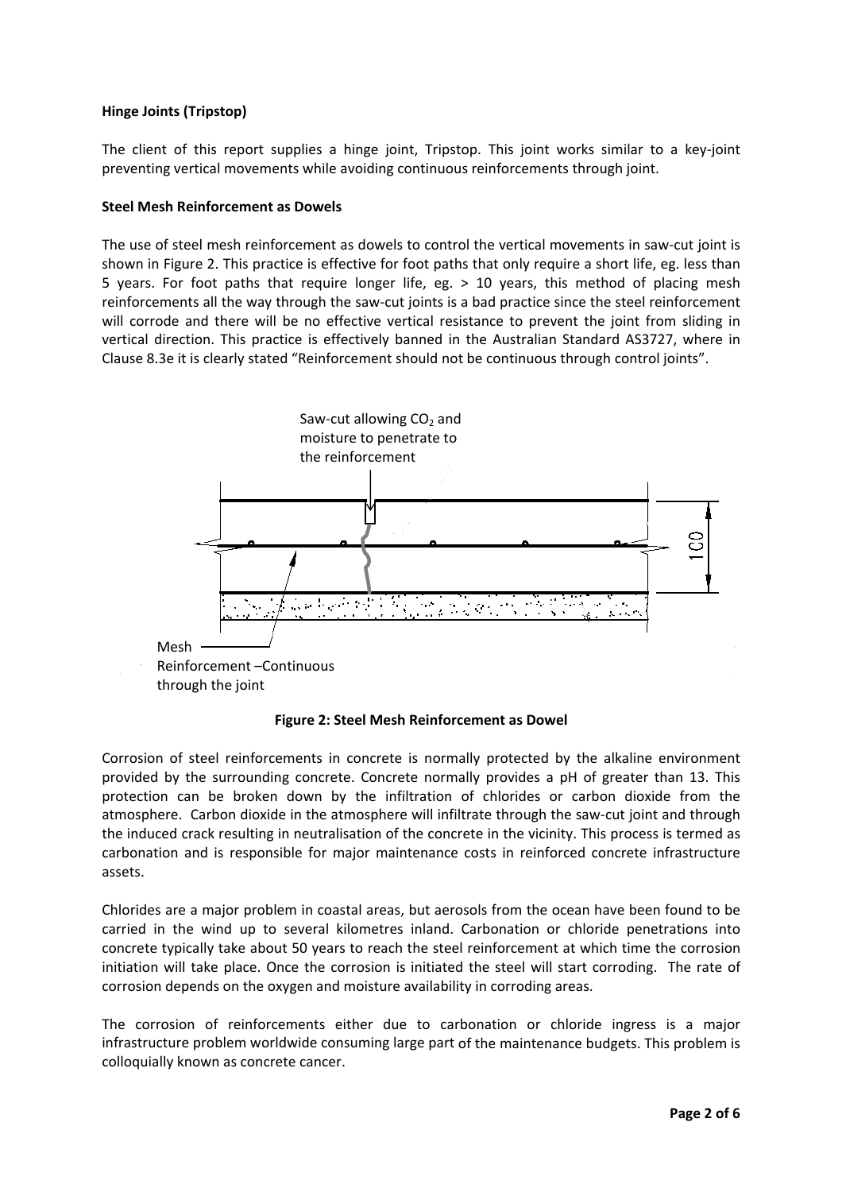**Hinge Joints (Tripstop)**

The client of this report supplies a hinge joint, Tripstop. This joint works similar to a key-joint preventing vertical movements while avoiding continuous reinforcements through joint.

**Steel Mesh Reinforcement as Dowels**

The use of steel mesh reinforcement as dowels to control the vertical movements in saw-cut joint is shown in Figure 2. This practice is effective for foot paths that only require a short life, eg. less than 5 years. For foot paths that require longer life, eg. > 10 years, this method of placing mesh reinforcements all the way through the saw-cut joints is a bad practice since the steel reinforcement will corrode and there will be no effective vertical resistance to prevent the joint from sliding in vertical direction. This practice is effectively banned in the Australian Standard AS3727, where in Clause 8.3e it is clearly stated "Reinforcement should not be continuous through control joints".

Saw-cut allowing $CO_2$ and moisture to penetrate to the reinforcement

100

Mesh Reinforcement –Continuous through the joint

**Figure 2: Steel Mesh Reinforcement as Dowel**

Corrosion of steel reinforcements in concrete is normally protected by the alkaline environment provided by the surrounding concrete. Concrete normally provides a pH of greater than 13. This protection can be broken down by the infiltration of chlorides or carbon dioxide from the atmosphere. Carbon dioxide in the atmosphere will infiltrate through the saw-cut joint and through the induced crack resulting in neutralisation of the concrete in the vicinity. This process is termed as carbonation and is responsible for major maintenance costs in reinforced concrete infrastructure assets.

Chlorides are a major problem in coastal areas, but aerosols from the ocean have been found to be carried in the wind up to several kilometres inland. Carbonation or chloride penetrations into concrete typically take about 50 years to reach the steel reinforcement at which time the corrosion initiation will take place. Once the corrosion is initiated the steel will start corroding. The rate of corrosion depends on the oxygen and moisture availability in corroding areas.

The corrosion of reinforcements either due to carbonation or chloride ingress is a major infrastructure problem worldwide consuming large part of the maintenance budgets. This problem is colloquially known as concrete cancer.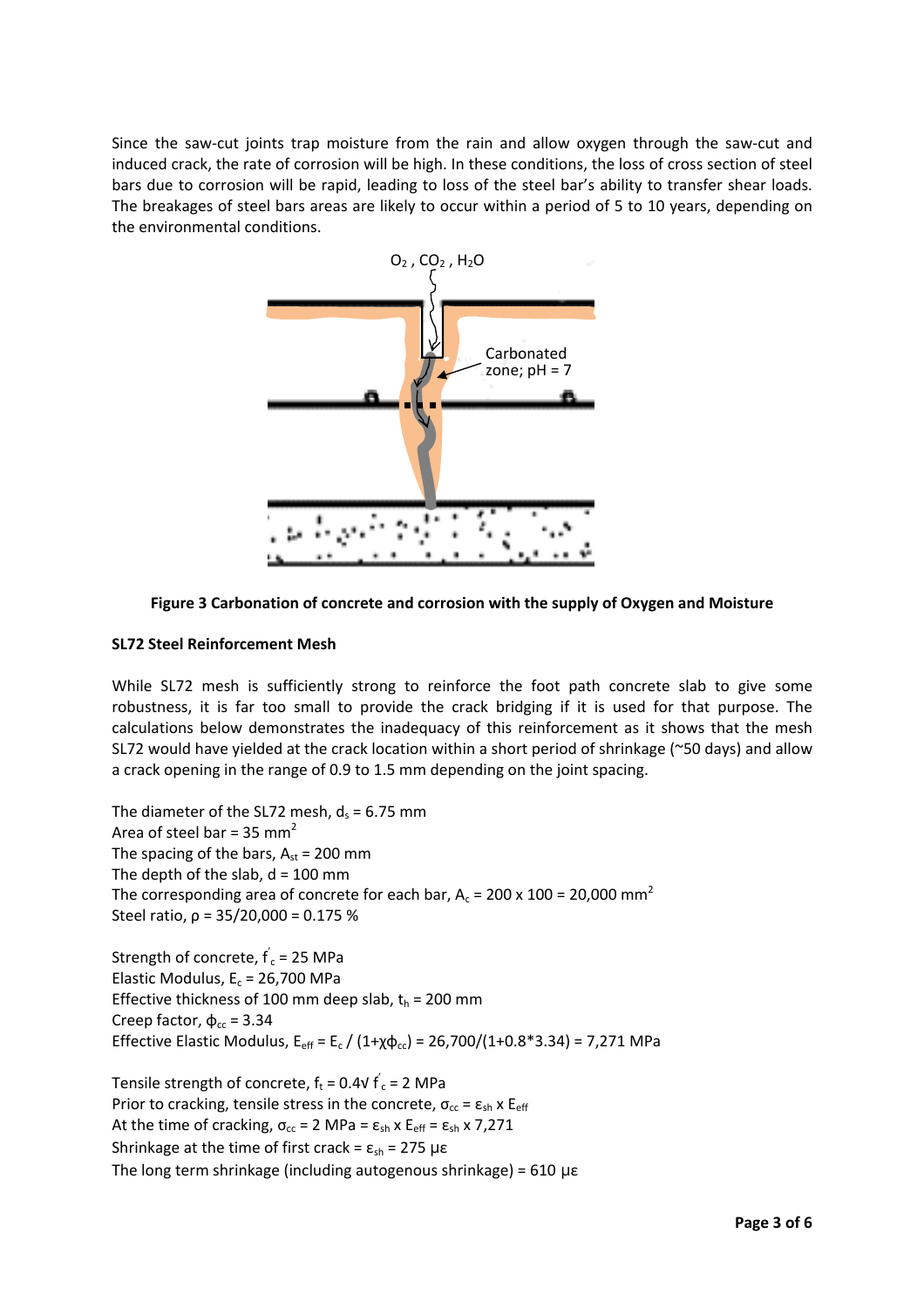Since the saw-cut joints trap moisture from the rain and allow oxygen through the saw-cut and induced crack, the rate of corrosion will be high. In these conditions, the loss of cross section of steel bars due to corrosion will be rapid, leading to loss of the steel bar's ability to transfer shear loads. The breakages of steel bars areas are likely to occur within a period of 5 to 10 years, depending on the environmental conditions.

$O_2$ , $CO_2$ , $H_2O$

Carbonated zone; pH = 7

**Figure 3 Carbonation of concrete and corrosion with the supply of Oxygen and Moisture**

**SL72 Steel Reinforcement Mesh**

While SL72 mesh is sufficiently strong to reinforce the foot path concrete slab to give some robustness, it is far too small to provide the crack bridging if it is used for that purpose. The calculations below demonstrates the inadequacy of this reinforcement as it shows that the mesh SL72 would have yielded at the crack location within a short period of shrinkage (~50 days) and allow a crack opening in the range of 0.9 to 1.5 mm depending on the joint spacing.

The diameter of the SL72 mesh, $d_s$ = 6.75 mm
Area of steel bar = 35 mm$^2$
The spacing of the bars, $A_{st}$ = 200 mm
The depth of the slab, d = 100 mm
The corresponding area of concrete for each bar, $A_c$ = 200 x 100 = 20,000 mm$^2$
Steel ratio, ρ = 35/20,000 = 0.175 %

Strength of concrete, $f'_c$ = 25 MPa
Elastic Modulus, $E_c$ = 26,700 MPa
Effective thickness of 100 mm deep slab, $t_h$ = 200 mm
Creep factor, $\phi_{cc}$ = 3.34
Effective Elastic Modulus, $E_{eff} = E_c / (1+\chi\phi_{cc})$ = 26,700/(1+0.8*3.34) = 7,271 MPa

Tensile strength of concrete, $f_t = 0.4\sqrt{f'_c}$ = 2 MPa
Prior to cracking, tensile stress in the concrete, $\sigma_{cc} = \varepsilon_{sh} \times E_{eff}$
At the time of cracking, $\sigma_{cc}$ = 2 MPa = $\varepsilon_{sh} \times E_{eff} = \varepsilon_{sh} \times 7{,}271$
Shrinkage at the time of first crack = $\varepsilon_{sh}$ = 275 με
The long term shrinkage (including autogenous shrinkage) = 610 με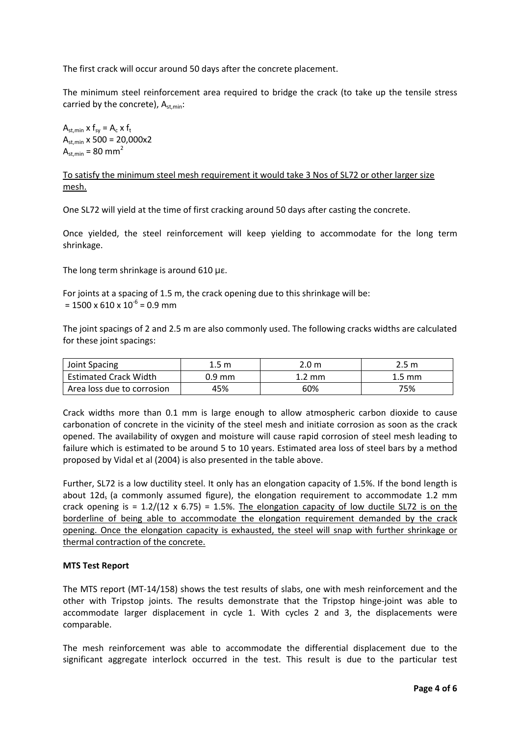The first crack will occur around 50 days after the concrete placement.

The minimum steel reinforcement area required to bridge the crack (to take up the tensile stress carried by the concrete), $A_{st,min}$:

$A_{st,min} \times f_{sy} = A_c \times f_t$
$A_{st,min} \times 500 = 20{,}000 \times 2$
$A_{st,min} = 80 \text{ mm}^2$

To satisfy the minimum steel mesh requirement it would take 3 Nos of SL72 or other larger size mesh.

One SL72 will yield at the time of first cracking around 50 days after casting the concrete.

Once yielded, the steel reinforcement will keep yielding to accommodate for the long term shrinkage.

The long term shrinkage is around 610 με.

For joints at a spacing of 1.5 m, the crack opening due to this shrinkage will be:
$= 1500 \times 610 \times 10^{-6} = 0.9$ mm

The joint spacings of 2 and 2.5 m are also commonly used. The following cracks widths are calculated for these joint spacings:

| Joint Spacing | 1.5 m | 2.0 m | 2.5 m |
|---|---|---|---|
| Estimated Crack Width | 0.9 mm | 1.2 mm | 1.5 mm |
| Area loss due to corrosion | 45% | 60% | 75% |

Crack widths more than 0.1 mm is large enough to allow atmospheric carbon dioxide to cause carbonation of concrete in the vicinity of the steel mesh and initiate corrosion as soon as the crack opened. The availability of oxygen and moisture will cause rapid corrosion of steel mesh leading to failure which is estimated to be around 5 to 10 years. Estimated area loss of steel bars by a method proposed by Vidal et al (2004) is also presented in the table above.

Further, SL72 is a low ductility steel. It only has an elongation capacity of 1.5%. If the bond length is about $12d_s$ (a commonly assumed figure), the elongation requirement to accommodate 1.2 mm crack opening is $= 1.2/(12 \times 6.75) = 1.5\%$. The elongation capacity of low ductile SL72 is on the borderline of being able to accommodate the elongation requirement demanded by the crack opening. Once the elongation capacity is exhausted, the steel will snap with further shrinkage or thermal contraction of the concrete.

**MTS Test Report**

The MTS report (MT-14/158) shows the test results of slabs, one with mesh reinforcement and the other with Tripstop joints. The results demonstrate that the Tripstop hinge-joint was able to accommodate larger displacement in cycle 1. With cycles 2 and 3, the displacements were comparable.

The mesh reinforcement was able to accommodate the differential displacement due to the significant aggregate interlock occurred in the test. This result is due to the particular test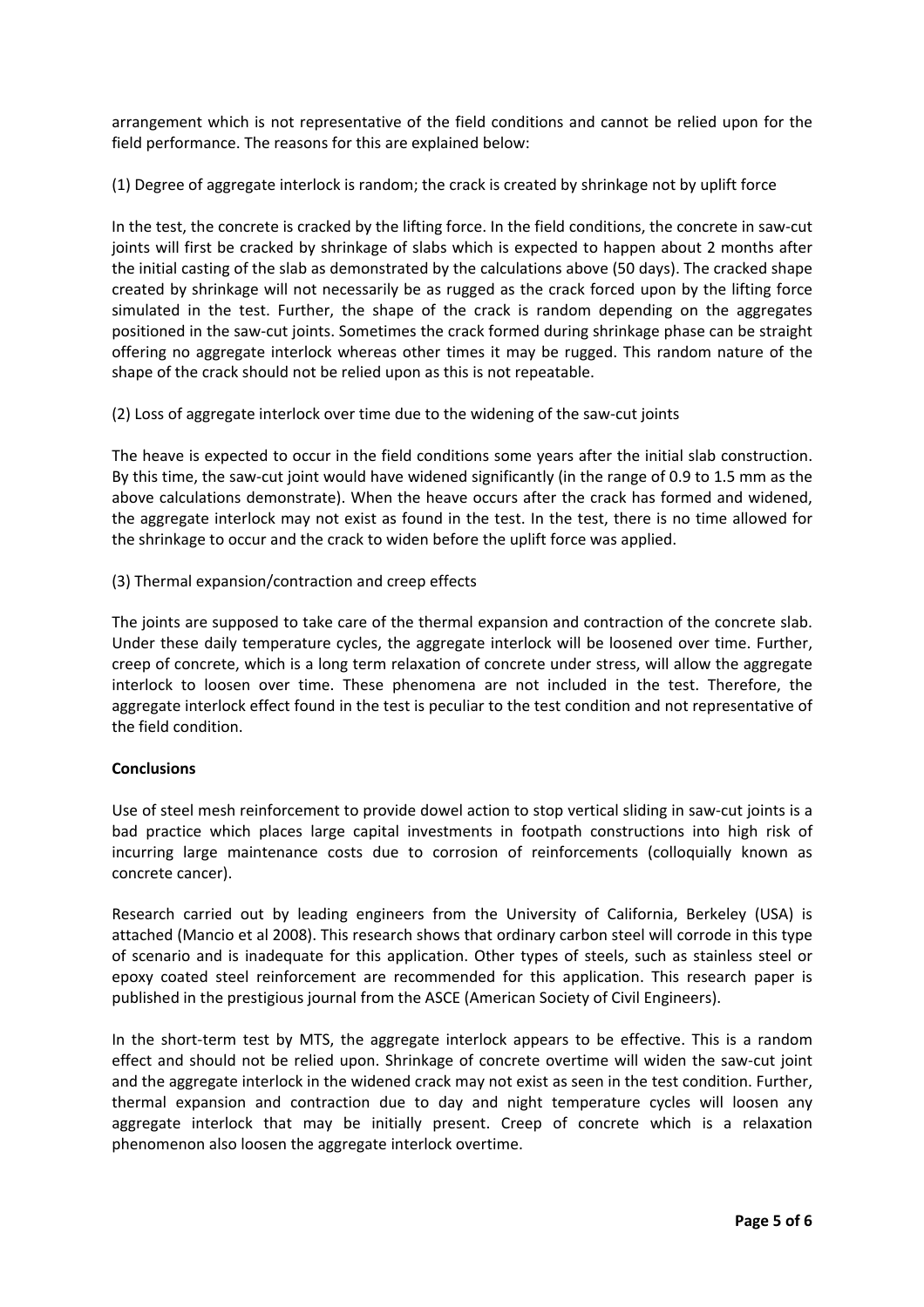arrangement which is not representative of the field conditions and cannot be relied upon for the field performance. The reasons for this are explained below:

(1) Degree of aggregate interlock is random; the crack is created by shrinkage not by uplift force

In the test, the concrete is cracked by the lifting force. In the field conditions, the concrete in saw-cut joints will first be cracked by shrinkage of slabs which is expected to happen about 2 months after the initial casting of the slab as demonstrated by the calculations above (50 days). The cracked shape created by shrinkage will not necessarily be as rugged as the crack forced upon by the lifting force simulated in the test. Further, the shape of the crack is random depending on the aggregates positioned in the saw-cut joints. Sometimes the crack formed during shrinkage phase can be straight offering no aggregate interlock whereas other times it may be rugged. This random nature of the shape of the crack should not be relied upon as this is not repeatable.

(2) Loss of aggregate interlock over time due to the widening of the saw-cut joints

The heave is expected to occur in the field conditions some years after the initial slab construction. By this time, the saw-cut joint would have widened significantly (in the range of 0.9 to 1.5 mm as the above calculations demonstrate). When the heave occurs after the crack has formed and widened, the aggregate interlock may not exist as found in the test. In the test, there is no time allowed for the shrinkage to occur and the crack to widen before the uplift force was applied.

(3) Thermal expansion/contraction and creep effects

The joints are supposed to take care of the thermal expansion and contraction of the concrete slab. Under these daily temperature cycles, the aggregate interlock will be loosened over time. Further, creep of concrete, which is a long term relaxation of concrete under stress, will allow the aggregate interlock to loosen over time. These phenomena are not included in the test. Therefore, the aggregate interlock effect found in the test is peculiar to the test condition and not representative of the field condition.

**Conclusions**

Use of steel mesh reinforcement to provide dowel action to stop vertical sliding in saw-cut joints is a bad practice which places large capital investments in footpath constructions into high risk of incurring large maintenance costs due to corrosion of reinforcements (colloquially known as concrete cancer).

Research carried out by leading engineers from the University of California, Berkeley (USA) is attached (Mancio et al 2008). This research shows that ordinary carbon steel will corrode in this type of scenario and is inadequate for this application. Other types of steels, such as stainless steel or epoxy coated steel reinforcement are recommended for this application. This research paper is published in the prestigious journal from the ASCE (American Society of Civil Engineers).

In the short-term test by MTS, the aggregate interlock appears to be effective. This is a random effect and should not be relied upon. Shrinkage of concrete overtime will widen the saw-cut joint and the aggregate interlock in the widened crack may not exist as seen in the test condition. Further, thermal expansion and contraction due to day and night temperature cycles will loosen any aggregate interlock that may be initially present. Creep of concrete which is a relaxation phenomenon also loosen the aggregate interlock overtime.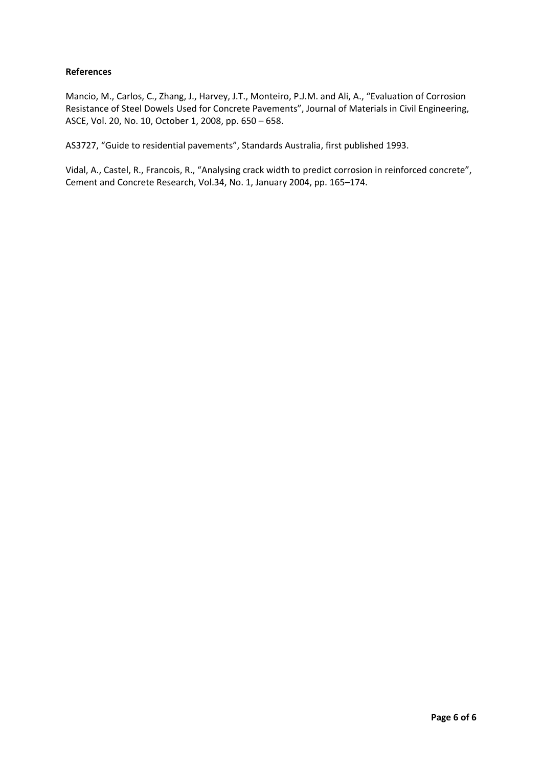**References**

Mancio, M., Carlos, C., Zhang, J., Harvey, J.T., Monteiro, P.J.M. and Ali, A., "Evaluation of Corrosion Resistance of Steel Dowels Used for Concrete Pavements", Journal of Materials in Civil Engineering, ASCE, Vol. 20, No. 10, October 1, 2008, pp. 650 – 658.

AS3727, "Guide to residential pavements", Standards Australia, first published 1993.

Vidal, A., Castel, R., Francois, R., "Analysing crack width to predict corrosion in reinforced concrete", Cement and Concrete Research, Vol.34, No. 1, January 2004, pp. 165–174.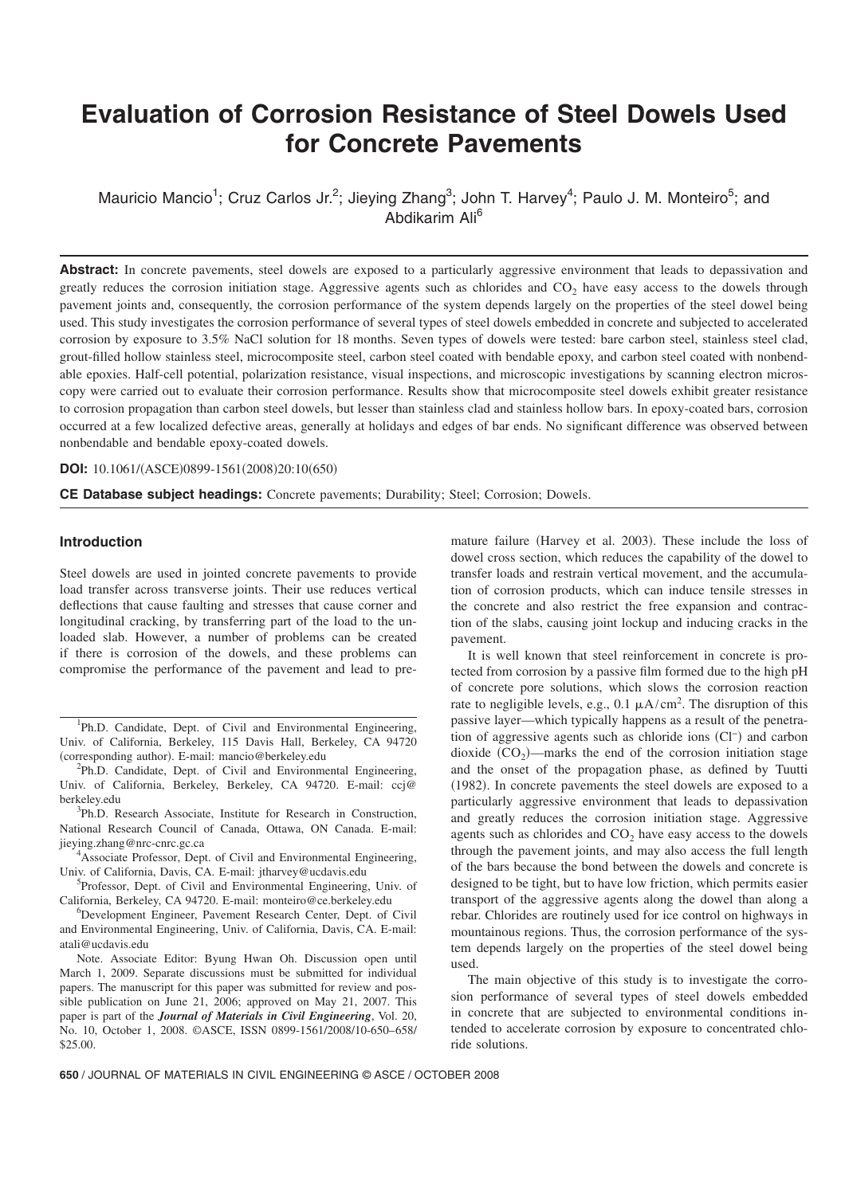# Evaluation of Corrosion Resistance of Steel Dowels Used for Concrete Pavements

Mauricio Mancio[1]; Cruz Carlos Jr.[2]; Jieying Zhang[3]; John T. Harvey[4]; Paulo J. M. Monteiro[5]; and Abdikarim Ali[6]

**Abstract:** In concrete pavements, steel dowels are exposed to a particularly aggressive environment that leads to depassivation and greatly reduces the corrosion initiation stage. Aggressive agents such as chlorides and $CO_2$ have easy access to the dowels through pavement joints and, consequently, the corrosion performance of the system depends largely on the properties of the steel dowel being used. This study investigates the corrosion performance of several types of steel dowels embedded in concrete and subjected to accelerated corrosion by exposure to 3.5% NaCl solution for 18 months. Seven types of dowels were tested: bare carbon steel, stainless steel clad, grout-filled hollow stainless steel, microcomposite steel, carbon steel coated with bendable epoxy, and carbon steel coated with nonbendable epoxies. Half-cell potential, polarization resistance, visual inspections, and microscopic investigations by scanning electron microscopy were carried out to evaluate their corrosion performance. Results show that microcomposite steel dowels exhibit greater resistance to corrosion propagation than carbon steel dowels, but lesser than stainless clad and stainless hollow bars. In epoxy-coated bars, corrosion occurred at a few localized defective areas, generally at holidays and edges of bar ends. No significant difference was observed between nonbendable and bendable epoxy-coated dowels.

**DOI:** 10.1061/(ASCE)0899-1561(2008)20:10(650)

**CE Database subject headings:** Concrete pavements; Durability; Steel; Corrosion; Dowels.

## Introduction

Steel dowels are used in jointed concrete pavements to provide load transfer across transverse joints. Their use reduces vertical deflections that cause faulting and stresses that cause corner and longitudinal cracking, by transferring part of the load to the unloaded slab. However, a number of problems can be created if there is corrosion of the dowels, and these problems can compromise the performance of the pavement and lead to premature failure (Harvey et al. 2003). These include the loss of dowel cross section, which reduces the capability of the dowel to transfer loads and restrain vertical movement, and the accumulation of corrosion products, which can induce tensile stresses in the concrete and also restrict the free expansion and contraction of the slabs, causing joint lockup and inducing cracks in the pavement.

It is well known that steel reinforcement in concrete is protected from corrosion by a passive film formed due to the high pH of concrete pore solutions, which slows the corrosion reaction rate to negligible levels, e.g., 0.1 $\mu A/cm^2$. The disruption of this passive layer—which typically happens as a result of the penetration of aggressive agents such as chloride ions ($Cl^-$) and carbon dioxide ($CO_2$)—marks the end of the corrosion initiation stage and the onset of the propagation phase, as defined by Tuutti (1982). In concrete pavements the steel dowels are exposed to a particularly aggressive environment that leads to depassivation and greatly reduces the corrosion initiation stage. Aggressive agents such as chlorides and $CO_2$ have easy access to the dowels through the pavement joints, and may also access the full length of the bars because the bond between the dowels and concrete is designed to be tight, but to have low friction, which permits easier transport of the aggressive agents along the dowel than along a rebar. Chlorides are routinely used for ice control on highways in mountainous regions. Thus, the corrosion performance of the system depends largely on the properties of the steel dowel being used.

The main objective of this study is to investigate the corrosion performance of several types of steel dowels embedded in concrete that are subjected to environmental conditions intended to accelerate corrosion by exposure to concentrated chloride solutions.

---

[1]Ph.D. Candidate, Dept. of Civil and Environmental Engineering, Univ. of California, Berkeley, 115 Davis Hall, Berkeley, CA 94720 (corresponding author). E-mail: mancio@berkeley.edu

[2]Ph.D. Candidate, Dept. of Civil and Environmental Engineering, Univ. of California, Berkeley, Berkeley, CA 94720. E-mail: ccj@berkeley.edu

[3]Ph.D. Research Associate, Institute for Research in Construction, National Research Council of Canada, Ottawa, ON Canada. E-mail: jieying.zhang@nrc-cnrc.gc.ca

[4]Associate Professor, Dept. of Civil and Environmental Engineering, Univ. of California, Davis, CA. E-mail: jtharvey@ucdavis.edu

[5]Professor, Dept. of Civil and Environmental Engineering, Univ. of California, Berkeley, CA 94720. E-mail: monteiro@ce.berkeley.edu

[6]Development Engineer, Pavement Research Center, Dept. of Civil and Environmental Engineering, Univ. of California, Davis, CA. E-mail: atali@ucdavis.edu

Note. Associate Editor: Byung Hwan Oh. Discussion open until March 1, 2009. Separate discussions must be submitted for individual papers. The manuscript for this paper was submitted for review and possible publication on June 21, 2006; approved on May 21, 2007. This paper is part of the ***Journal of Materials in Civil Engineering***, Vol. 20, No. 10, October 1, 2008. ©ASCE, ISSN 0899-1561/2008/10-650–658/$25.00.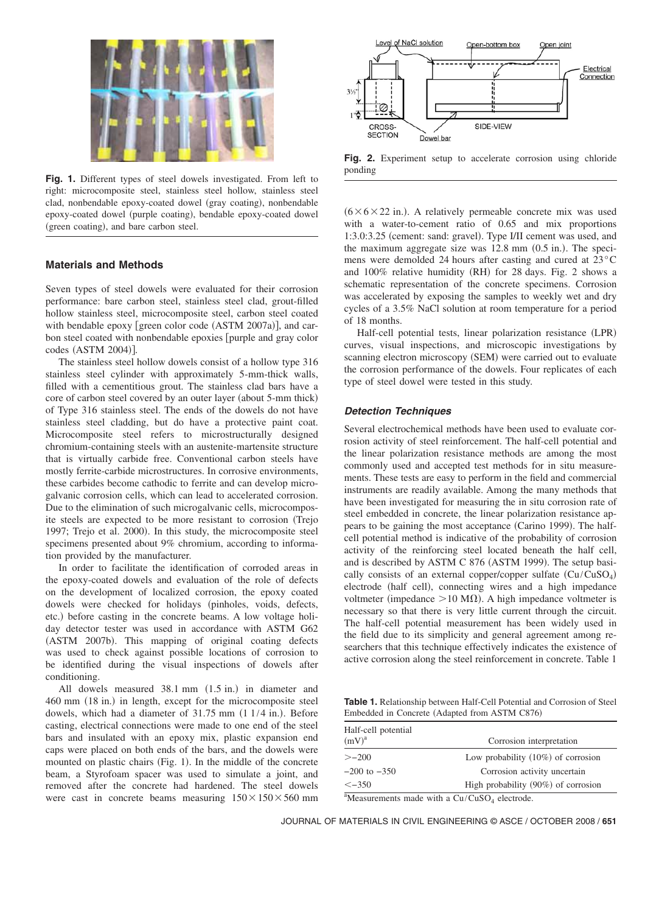**Fig. 1.** Different types of steel dowels investigated. From left to right: microcomposite steel, stainless steel hollow, stainless steel clad, nonbendable epoxy-coated dowel (gray coating), nonbendable epoxy-coated dowel (purple coating), bendable epoxy-coated dowel (green coating), and bare carbon steel.

## Materials and Methods

Seven types of steel dowels were evaluated for their corrosion performance: bare carbon steel, stainless steel clad, grout-filled hollow stainless steel, microcomposite steel, carbon steel coated with bendable epoxy [green color code (ASTM 2007a)], and carbon steel coated with nonbendable epoxies [purple and gray color codes (ASTM 2004)].

The stainless steel hollow dowels consist of a hollow type 316 stainless steel cylinder with approximately 5-mm-thick walls, filled with a cementitious grout. The stainless clad bars have a core of carbon steel covered by an outer layer (about 5-mm thick) of Type 316 stainless steel. The ends of the dowels do not have stainless steel cladding, but do have a protective paint coat. Microcomposite steel refers to microstructurally designed chromium-containing steels with an austenite-martensite structure that is virtually carbide free. Conventional carbon steels have mostly ferrite-carbide microstructures. In corrosive environments, these carbides become cathodic to ferrite and can develop microgalvanic corrosion cells, which can lead to accelerated corrosion. Due to the elimination of such microgalvanic cells, microcomposite steels are expected to be more resistant to corrosion (Trejo 1997; Trejo et al. 2000). In this study, the microcomposite steel specimens presented about 9% chromium, according to information provided by the manufacturer.

In order to facilitate the identification of corroded areas in the epoxy-coated dowels and evaluation of the role of defects on the development of localized corrosion, the epoxy coated dowels were checked for holidays (pinholes, voids, defects, etc.) before casting in the concrete beams. A low voltage holiday detector tester was used in accordance with ASTM G62 (ASTM 2007b). This mapping of original coating defects was used to check against possible locations of corrosion to be identified during the visual inspections of dowels after conditioning.

All dowels measured 38.1 mm (1.5 in.) in diameter and 460 mm (18 in.) in length, except for the microcomposite steel dowels, which had a diameter of 31.75 mm (1 1/4 in.). Before casting, electrical connections were made to one end of the steel bars and insulated with an epoxy mix, plastic expansion end caps were placed on both ends of the bars, and the dowels were mounted on plastic chairs (Fig. 1). In the middle of the concrete beam, a Styrofoam spacer was used to simulate a joint, and removed after the concrete had hardened. The steel dowels were cast in concrete beams measuring $150 \times 150 \times 560$ mm

Level of NaCl solution
Open-bottom box
Open joint
Electrical Connection
3½"
1"
CROSS-SECTION
SIDE-VIEW
Dowel bar

**Fig. 2.** Experiment setup to accelerate corrosion using chloride ponding

($6 \times 6 \times 22$ in.). A relatively permeable concrete mix was used with a water-to-cement ratio of 0.65 and mix proportions 1:3.0:3.25 (cement: sand: gravel). Type I/II cement was used, and the maximum aggregate size was 12.8 mm (0.5 in.). The specimens were demolded 24 hours after casting and cured at 23°C and 100% relative humidity (RH) for 28 days. Fig. 2 shows a schematic representation of the concrete specimens. Corrosion was accelerated by exposing the samples to weekly wet and dry cycles of a 3.5% NaCl solution at room temperature for a period of 18 months.

Half-cell potential tests, linear polarization resistance (LPR) curves, visual inspections, and microscopic investigations by scanning electron microscopy (SEM) were carried out to evaluate the corrosion performance of the dowels. Four replicates of each type of steel dowel were tested in this study.

### *Detection Techniques*

Several electrochemical methods have been used to evaluate corrosion activity of steel reinforcement. The half-cell potential and the linear polarization resistance methods are among the most commonly used and accepted test methods for in situ measurements. These tests are easy to perform in the field and commercial instruments are readily available. Among the many methods that have been investigated for measuring the in situ corrosion rate of steel embedded in concrete, the linear polarization resistance appears to be gaining the most acceptance (Carino 1999). The half-cell potential method is indicative of the probability of corrosion activity of the reinforcing steel located beneath the half cell, and is described by ASTM C 876 (ASTM 1999). The setup basically consists of an external copper/copper sulfate ($Cu/CuSO_4$) electrode (half cell), connecting wires and a high impedance voltmeter (impedance $>10$ MΩ). A high impedance voltmeter is necessary so that there is very little current through the circuit. The half-cell potential measurement has been widely used in the field due to its simplicity and general agreement among researchers that this technique effectively indicates the existence of active corrosion along the steel reinforcement in concrete. Table 1

**Table 1.** Relationship between Half-Cell Potential and Corrosion of Steel Embedded in Concrete (Adapted from ASTM C876)

| Half-cell potential (mV)[a] | Corrosion interpretation |
|---|---|
| $>-200$ | Low probability (10%) of corrosion |
| $-200$ to $-350$ | Corrosion activity uncertain |
| $<-350$ | High probability (90%) of corrosion |

[a]Measurements made with a $Cu/CuSO_4$ electrode.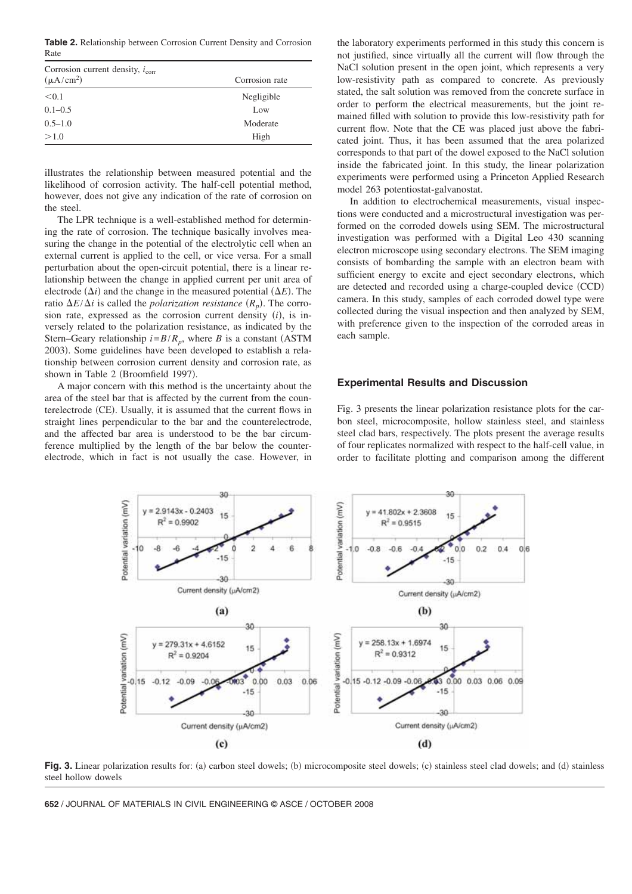**Table 2.** Relationship between Corrosion Current Density and Corrosion Rate

| Corrosion current density, $i_{corr}$ ($\mu A/cm^2$) | Corrosion rate |
|---|---|
| <0.1 | Negligible |
| 0.1–0.5 | Low |
| 0.5–1.0 | Moderate |
| >1.0 | High |

illustrates the relationship between measured potential and the likelihood of corrosion activity. The half-cell potential method, however, does not give any indication of the rate of corrosion on the steel.

The LPR technique is a well-established method for determining the rate of corrosion. The technique basically involves measuring the change in the potential of the electrolytic cell when an external current is applied to the cell, or vice versa. For a small perturbation about the open-circuit potential, there is a linear relationship between the change in applied current per unit area of electrode ($\Delta i$) and the change in the measured potential ($\Delta E$). The ratio $\Delta E/\Delta i$ is called the *polarization resistance* ($R_p$). The corrosion rate, expressed as the corrosion current density ($i$), is inversely related to the polarization resistance, as indicated by the Stern–Geary relationship $i = B/R_p$, where $B$ is a constant (ASTM 2003). Some guidelines have been developed to establish a relationship between corrosion current density and corrosion rate, as shown in Table 2 (Broomfield 1997).

A major concern with this method is the uncertainty about the area of the steel bar that is affected by the current from the counterelectrode (CE). Usually, it is assumed that the current flows in straight lines perpendicular to the bar and the counterelectrode, and the affected bar area is understood to be the bar circumference multiplied by the length of the bar below the counterelectrode, which in fact is not usually the case. However, in the laboratory experiments performed in this study this concern is not justified, since virtually all the current will flow through the NaCl solution present in the open joint, which represents a very low-resistivity path as compared to concrete. As previously stated, the salt solution was removed from the concrete surface in order to perform the electrical measurements, but the joint remained filled with solution to provide this low-resistivity path for current flow. Note that the CE was placed just above the fabricated joint. Thus, it has been assumed that the area polarized corresponds to that part of the dowel exposed to the NaCl solution inside the fabricated joint. In this study, the linear polarization experiments were performed using a Princeton Applied Research model 263 potentiostat-galvanostat.

In addition to electrochemical measurements, visual inspections were conducted and a microstructural investigation was performed on the corroded dowels using SEM. The microstructural investigation was performed with a Digital Leo 430 scanning electron microscope using secondary electrons. The SEM imaging consists of bombarding the sample with an electron beam with sufficient energy to excite and eject secondary electrons, which are detected and recorded using a charge-coupled device (CCD) camera. In this study, samples of each corroded dowel type were collected during the visual inspection and then analyzed by SEM, with preference given to the inspection of the corroded areas in each sample.

## Experimental Results and Discussion

Fig. 3 presents the linear polarization resistance plots for the carbon steel, microcomposite, hollow stainless steel, and stainless steel clad bars, respectively. The plots present the average results of four replicates normalized with respect to the half-cell value, in order to facilitate plotting and comparison among the different

(a)
Potential variation (mV)
Current density (μA/cm2)
y = 2.9143x - 0.2403
$R^2$ = 0.9902

(b)
Potential variation (mV)
Current density (μA/cm2)
y = 41.802x + 2.3608
$R^2$ = 0.9515

(c)
Potential variation (mV)
Current density (μA/cm2)
y = 279.31x + 4.6152
$R^2$ = 0.9204

(d)
Potential variation (mV)
Current density (μA/cm2)
y = 258.13x + 1.6974
$R^2$ = 0.9312

**Fig. 3.** Linear polarization results for: (a) carbon steel dowels; (b) microcomposite steel dowels; (c) stainless steel clad dowels; and (d) stainless steel hollow dowels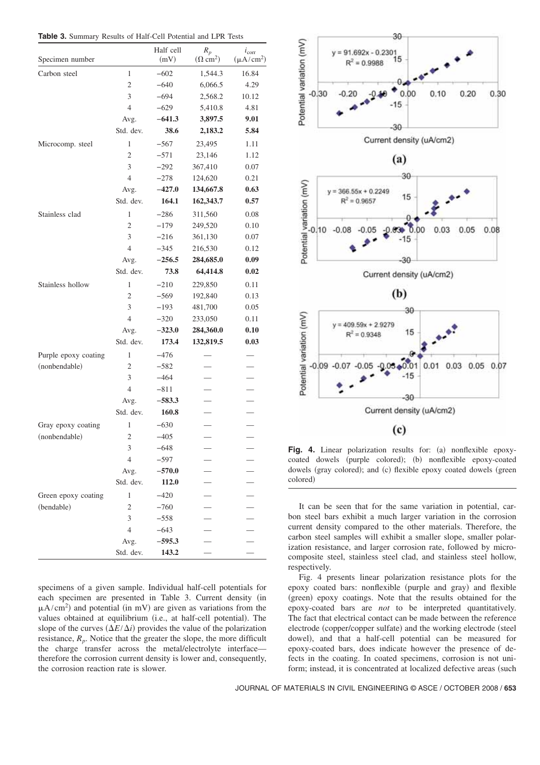**Table 3.** Summary Results of Half-Cell Potential and LPR Tests

| Specimen number | | Half cell (mV) | $R_p$ ($\Omega$ cm$^2$) | $i_{corr}$ ($\mu$A/cm$^2$) |
|---|---|---|---|---|
| Carbon steel | 1 | −602 | 1,544.3 | 16.84 |
| | 2 | −640 | 6,066.5 | 4.29 |
| | 3 | −694 | 2,568.2 | 10.12 |
| | 4 | −629 | 5,410.8 | 4.81 |
| | Avg. | **−641.3** | **3,897.5** | **9.01** |
| | Std. dev. | **38.6** | **2,183.2** | **5.84** |
| Microcomp. steel | 1 | −567 | 23,495 | 1.11 |
| | 2 | −571 | 23,146 | 1.12 |
| | 3 | −292 | 367,410 | 0.07 |
| | 4 | −278 | 124,620 | 0.21 |
| | Avg. | **−427.0** | **134,667.8** | **0.63** |
| | Std. dev. | **164.1** | **162,343.7** | **0.57** |
| Stainless clad | 1 | −286 | 311,560 | 0.08 |
| | 2 | −179 | 249,520 | 0.10 |
| | 3 | −216 | 361,130 | 0.07 |
| | 4 | −345 | 216,530 | 0.12 |
| | Avg. | **−256.5** | **284,685.0** | **0.09** |
| | Std. dev. | **73.8** | **64,414.8** | **0.02** |
| Stainless hollow | 1 | −210 | 229,850 | 0.11 |
| | 2 | −569 | 192,840 | 0.13 |
| | 3 | −193 | 481,700 | 0.05 |
| | 4 | −320 | 233,050 | 0.11 |
| | Avg. | **−323.0** | **284,360.0** | **0.10** |
| | Std. dev. | **173.4** | **132,819.5** | **0.03** |
| Purple epoxy coating (nonbendable) | 1 | −476 | — | — |
| | 2 | −582 | — | — |
| | 3 | −464 | — | — |
| | 4 | −811 | — | — |
| | Avg. | **−583.3** | — | — |
| | Std. dev. | **160.8** | — | — |
| Gray epoxy coating (nonbendable) | 1 | −630 | — | — |
| | 2 | −405 | — | — |
| | 3 | −648 | — | — |
| | 4 | −597 | — | — |
| | Avg. | **−570.0** | — | — |
| | Std. dev. | **112.0** | — | — |
| Green epoxy coating (bendable) | 1 | −420 | — | — |
| | 2 | −760 | — | — |
| | 3 | −558 | — | — |
| | 4 | −643 | — | — |
| | Avg. | **−595.3** | — | — |
| | Std. dev. | **143.2** | — | — |

specimens of a given sample. Individual half-cell potentials for each specimen are presented in Table 3. Current density (in $\mu$A/cm$^2$) and potential (in mV) are given as variations from the values obtained at equilibrium (i.e., at half-cell potential). The slope of the curves ($\Delta E/\Delta i$) provides the value of the polarization resistance, $R_p$. Notice that the greater the slope, the more difficult the charge transfer across the metal/electrolyte interface—therefore the corrosion current density is lower and, consequently, the corrosion reaction rate is slower.

(a)
Potential variation (mV)
Current density (uA/cm2)
y = 91.692x - 0.2301
$R^2$ = 0.9988
-0.30 -0.20 -0.10 0.00 0.10 0.20 0.30
30 15 0 -15 -30

(b)
Potential variation (mV)
Current density (uA/cm2)
y = 366.55x + 0.2249
$R^2$ = 0.9657
-0.10 -0.08 -0.05 -0.03 0.00 0.03 0.05 0.08
30 15 0 -15 -30

(c)
Potential variation (mV)
Current density (uA/cm2)
y = 409.59x + 2.9279
$R^2$ = 0.9348
-0.09 -0.07 -0.05 -0.03 -0.01 0.01 0.03 0.05 0.07
30 15 0 -15 -30

**Fig. 4.** Linear polarization results for: (a) nonflexible epoxy-coated dowels (purple colored); (b) nonflexible epoxy-coated dowels (gray colored); and (c) flexible epoxy coated dowels (green colored)

It can be seen that for the same variation in potential, carbon steel bars exhibit a much larger variation in the corrosion current density compared to the other materials. Therefore, the carbon steel samples will exhibit a smaller slope, smaller polarization resistance, and larger corrosion rate, followed by microcomposite steel, stainless steel clad, and stainless steel hollow, respectively.

Fig. 4 presents linear polarization resistance plots for the epoxy coated bars: nonflexible (purple and gray) and flexible (green) epoxy coatings. Note that the results obtained for the epoxy-coated bars are *not* to be interpreted quantitatively. The fact that electrical contact can be made between the reference electrode (copper/copper sulfate) and the working electrode (steel dowel), and that a half-cell potential can be measured for epoxy-coated bars, does indicate however the presence of defects in the coating. In coated specimens, corrosion is not uniform; instead, it is concentrated at localized defective areas (such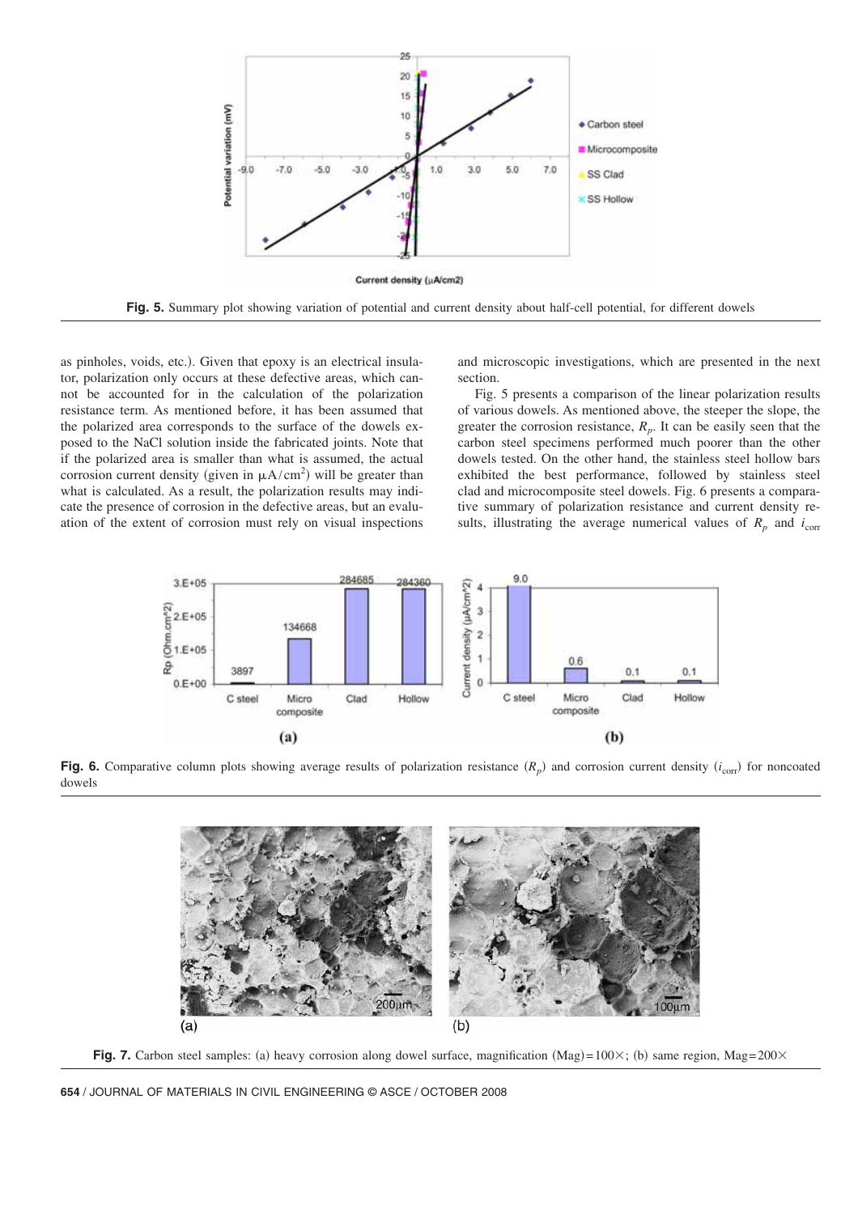Potential variation (mV)

25
20
15
10
5
0
-5
-10
-15
-20
-25

-9.0 -7.0 -5.0 -3.0 -1.0 1.0 3.0 5.0 7.0

Current density (μA/cm2)

Carbon steel
Microcomposite
SS Clad
SS Hollow

**Fig. 5.** Summary plot showing variation of potential and current density about half-cell potential, for different dowels

as pinholes, voids, etc.). Given that epoxy is an electrical insulator, polarization only occurs at these defective areas, which cannot be accounted for in the calculation of the polarization resistance term. As mentioned before, it has been assumed that the polarized area corresponds to the surface of the dowels exposed to the NaCl solution inside the fabricated joints. Note that if the polarized area is smaller than what is assumed, the actual corrosion current density (given in $\mu A/cm^2$) will be greater than what is calculated. As a result, the polarization results may indicate the presence of corrosion in the defective areas, but an evaluation of the extent of corrosion must rely on visual inspections and microscopic investigations, which are presented in the next section.

Fig. 5 presents a comparison of the linear polarization results of various dowels. As mentioned above, the steeper the slope, the greater the corrosion resistance, $R_p$. It can be easily seen that the carbon steel specimens performed much poorer than the other dowels tested. On the other hand, the stainless steel hollow bars exhibited the best performance, followed by stainless steel clad and microcomposite steel dowels. Fig. 6 presents a comparative summary of polarization resistance and current density results, illustrating the average numerical values of $R_p$ and $i_{corr}$

Rp (Ohm.cm^2)

3.E+05
2.E+05
1.E+05
0.E+00

3897
134668
284685
284360

C steel
Micro composite
Clad
Hollow

(a)

Current density (μA/cm^2)

4
3
2
1
0

9.0
0.6
0.1
0.1

C steel
Micro composite
Clad
Hollow

(b)

**Fig. 6.** Comparative column plots showing average results of polarization resistance ($R_p$) and corrosion current density ($i_{corr}$) for noncoated dowels

200μm

(a)

100μm

(b)

**Fig. 7.** Carbon steel samples: (a) heavy corrosion along dowel surface, magnification (Mag)=100×; (b) same region, Mag=200×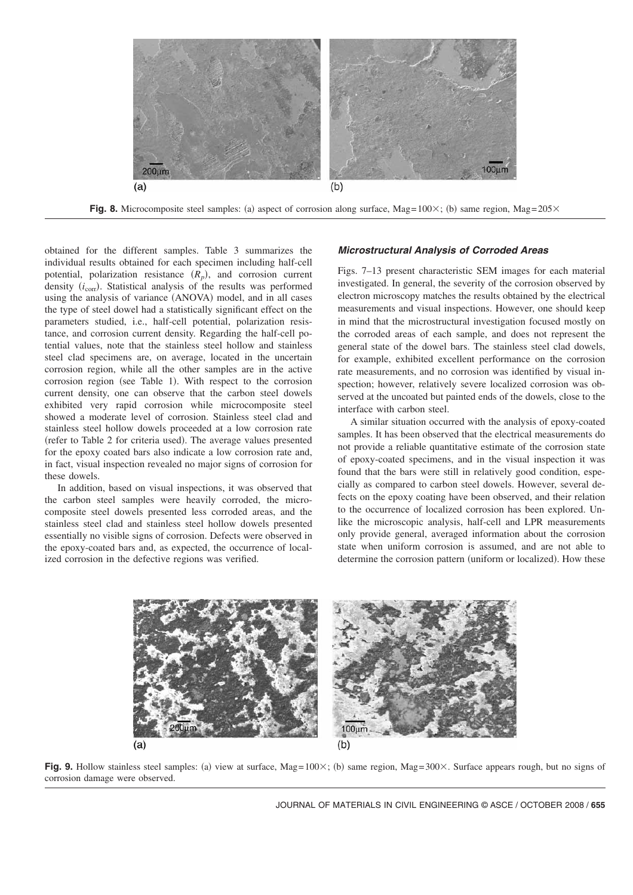Fig. 8. Microcomposite steel samples: (a) aspect of corrosion along surface, Mag=100×; (b) same region, Mag=205×

obtained for the different samples. Table 3 summarizes the individual results obtained for each specimen including half-cell potential, polarization resistance ($R_p$), and corrosion current density ($i_{corr}$). Statistical analysis of the results was performed using the analysis of variance (ANOVA) model, and in all cases the type of steel dowel had a statistically significant effect on the parameters studied, i.e., half-cell potential, polarization resistance, and corrosion current density. Regarding the half-cell potential values, note that the stainless steel hollow and stainless steel clad specimens are, on average, located in the uncertain corrosion region, while all the other samples are in the active corrosion region (see Table 1). With respect to the corrosion current density, one can observe that the carbon steel dowels exhibited very rapid corrosion while microcomposite steel showed a moderate level of corrosion. Stainless steel clad and stainless steel hollow dowels proceeded at a low corrosion rate (refer to Table 2 for criteria used). The average values presented for the epoxy coated bars also indicate a low corrosion rate and, in fact, visual inspection revealed no major signs of corrosion for these dowels.

In addition, based on visual inspections, it was observed that the carbon steel samples were heavily corroded, the microcomposite steel dowels presented less corroded areas, and the stainless steel clad and stainless steel hollow dowels presented essentially no visible signs of corrosion. Defects were observed in the epoxy-coated bars and, as expected, the occurrence of localized corrosion in the defective regions was verified.

### Microstructural Analysis of Corroded Areas

Figs. 7–13 present characteristic SEM images for each material investigated. In general, the severity of the corrosion observed by electron microscopy matches the results obtained by the electrical measurements and visual inspections. However, one should keep in mind that the microstructural investigation focused mostly on the corroded areas of each sample, and does not represent the general state of the dowel bars. The stainless steel clad dowels, for example, exhibited excellent performance on the corrosion rate measurements, and no corrosion was identified by visual inspection; however, relatively severe localized corrosion was observed at the uncoated but painted ends of the dowels, close to the interface with carbon steel.

A similar situation occurred with the analysis of epoxy-coated samples. It has been observed that the electrical measurements do not provide a reliable quantitative estimate of the corrosion state of epoxy-coated specimens, and in the visual inspection it was found that the bars were still in relatively good condition, especially as compared to carbon steel dowels. However, several defects on the epoxy coating have been observed, and their relation to the occurrence of localized corrosion has been explored. Unlike the microscopic analysis, half-cell and LPR measurements only provide general, averaged information about the corrosion state when uniform corrosion is assumed, and are not able to determine the corrosion pattern (uniform or localized). How these

Fig. 9. Hollow stainless steel samples: (a) view at surface, Mag=100×; (b) same region, Mag=300×. Surface appears rough, but no signs of corrosion damage were observed.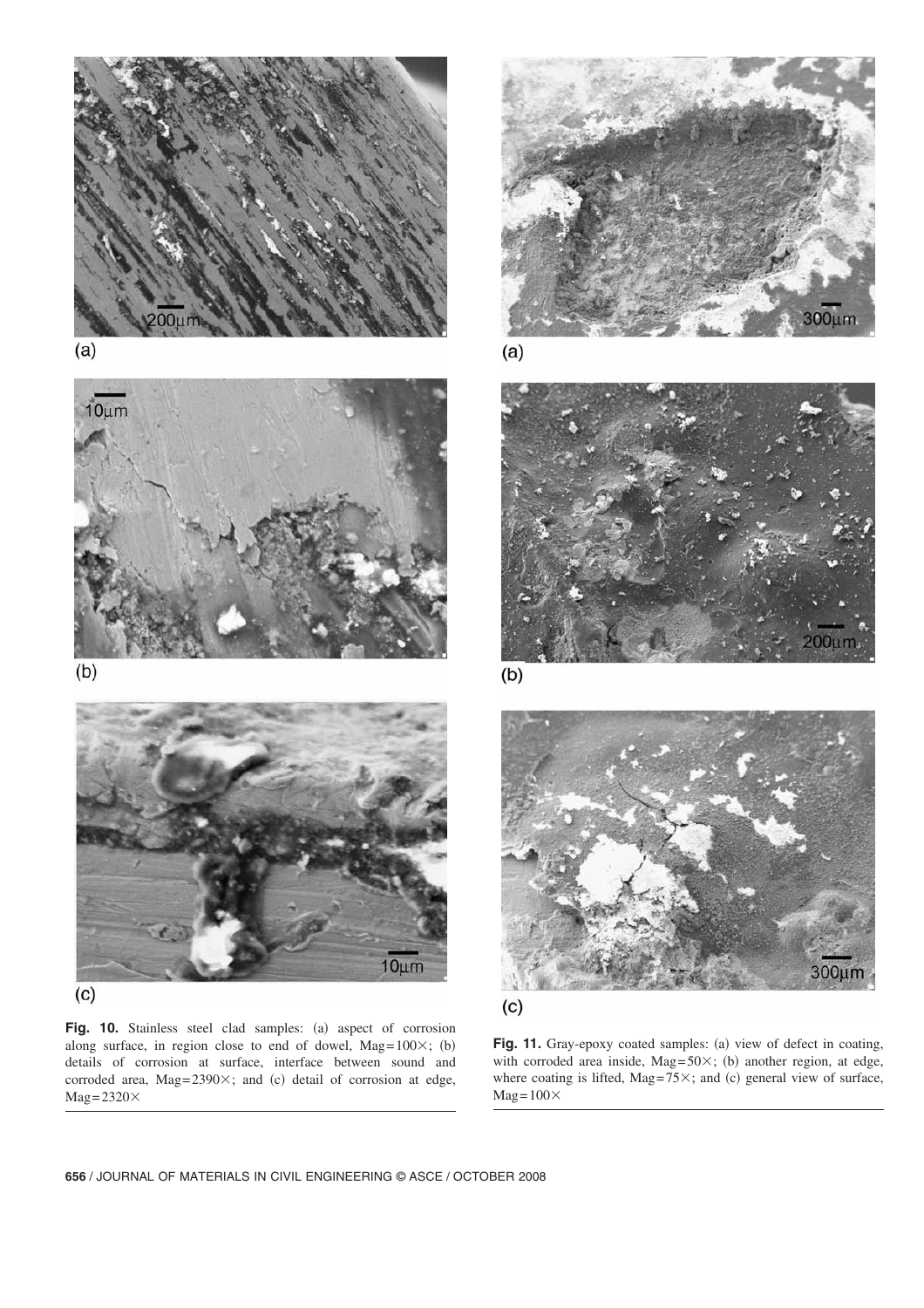200μm

(a)

10μm

(b)

10μm

(c)

**Fig. 10.** Stainless steel clad samples: (a) aspect of corrosion along surface, in region close to end of dowel, Mag=100×; (b) details of corrosion at surface, interface between sound and corroded area, Mag=2390×; and (c) detail of corrosion at edge, Mag=2320×

300μm

(a)

200μm

(b)

300μm

(c)

**Fig. 11.** Gray-epoxy coated samples: (a) view of defect in coating, with corroded area inside, Mag=50×; (b) another region, at edge, where coating is lifted, Mag=75×; and (c) general view of surface, Mag=100×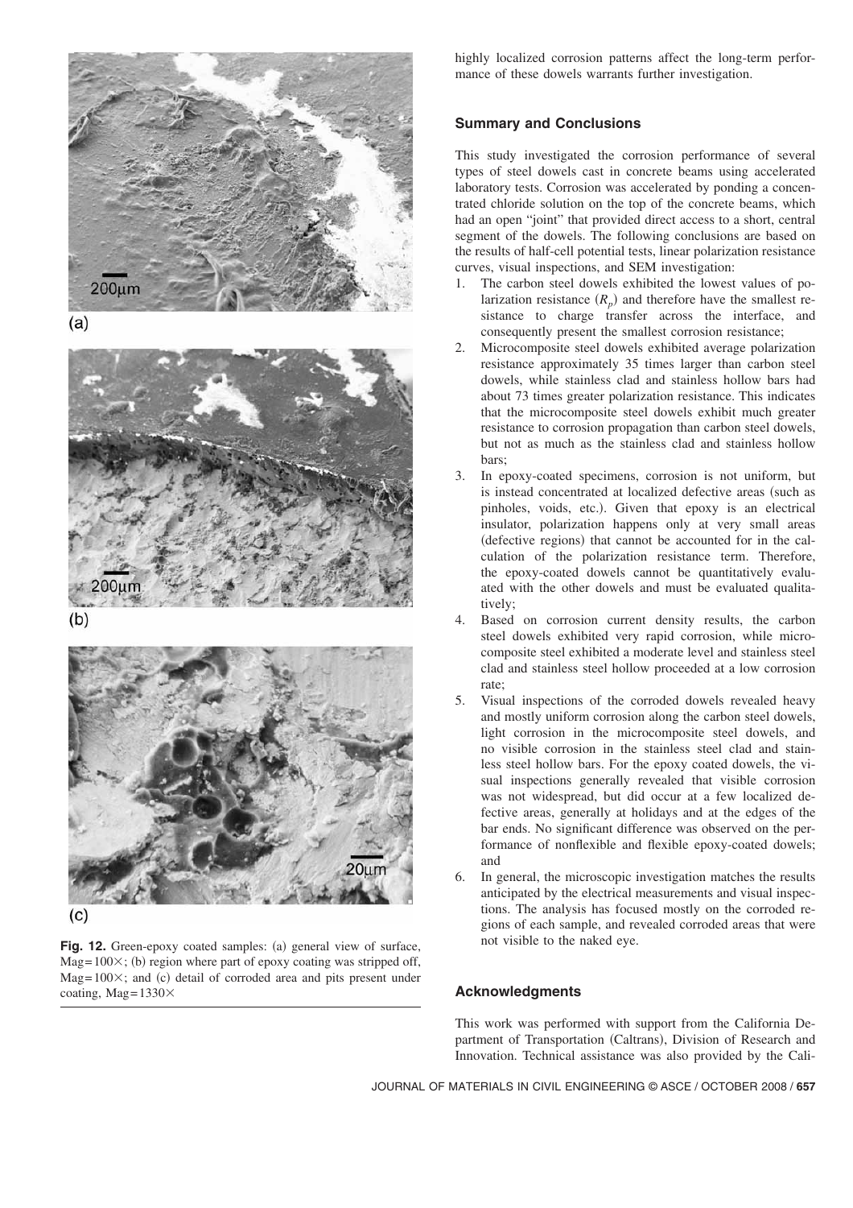200μm

(a)

200μm

(b)

20μm

(c)

**Fig. 12.** Green-epoxy coated samples: (a) general view of surface, Mag=100×; (b) region where part of epoxy coating was stripped off, Mag=100×; and (c) detail of corroded area and pits present under coating, Mag=1330×

highly localized corrosion patterns affect the long-term performance of these dowels warrants further investigation.

## Summary and Conclusions

This study investigated the corrosion performance of several types of steel dowels cast in concrete beams using accelerated laboratory tests. Corrosion was accelerated by ponding a concentrated chloride solution on the top of the concrete beams, which had an open "joint" that provided direct access to a short, central segment of the dowels. The following conclusions are based on the results of half-cell potential tests, linear polarization resistance curves, visual inspections, and SEM investigation:

1. The carbon steel dowels exhibited the lowest values of polarization resistance ($R_p$) and therefore have the smallest resistance to charge transfer across the interface, and consequently present the smallest corrosion resistance;
2. Microcomposite steel dowels exhibited average polarization resistance approximately 35 times larger than carbon steel dowels, while stainless clad and stainless hollow bars had about 73 times greater polarization resistance. This indicates that the microcomposite steel dowels exhibit much greater resistance to corrosion propagation than carbon steel dowels, but not as much as the stainless clad and stainless hollow bars;
3. In epoxy-coated specimens, corrosion is not uniform, but is instead concentrated at localized defective areas (such as pinholes, voids, etc.). Given that epoxy is an electrical insulator, polarization happens only at very small areas (defective regions) that cannot be accounted for in the calculation of the polarization resistance term. Therefore, the epoxy-coated dowels cannot be quantitatively evaluated with the other dowels and must be evaluated qualitatively;
4. Based on corrosion current density results, the carbon steel dowels exhibited very rapid corrosion, while microcomposite steel exhibited a moderate level and stainless steel clad and stainless steel hollow proceeded at a low corrosion rate;
5. Visual inspections of the corroded dowels revealed heavy and mostly uniform corrosion along the carbon steel dowels, light corrosion in the microcomposite steel dowels, and no visible corrosion in the stainless steel clad and stainless steel hollow bars. For the epoxy coated dowels, the visual inspections generally revealed that visible corrosion was not widespread, but did occur at a few localized defective areas, generally at holidays and at the edges of the bar ends. No significant difference was observed on the performance of nonflexible and flexible epoxy-coated dowels; and
6. In general, the microscopic investigation matches the results anticipated by the electrical measurements and visual inspections. The analysis has focused mostly on the corroded regions of each sample, and revealed corroded areas that were not visible to the naked eye.

## Acknowledgments

This work was performed with support from the California Department of Transportation (Caltrans), Division of Research and Innovation. Technical assistance was also provided by the Cali-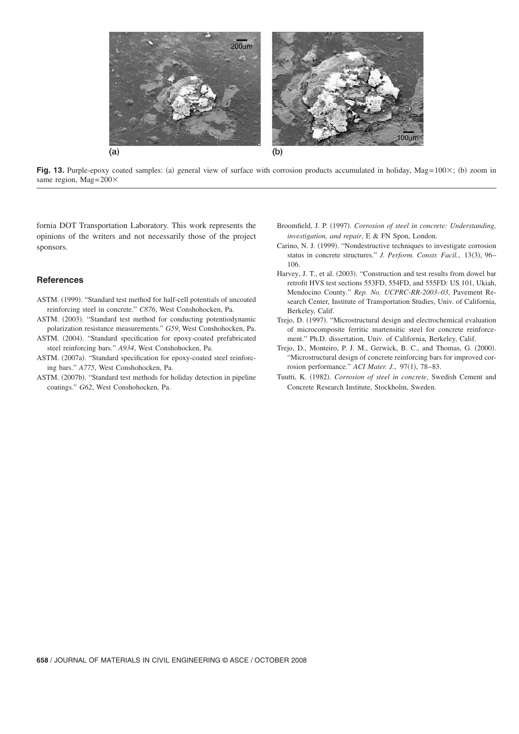200μm

100μm

(a)

(b)

**Fig. 13.** Purple-epoxy coated samples: (a) general view of surface with corrosion products accumulated in holiday, Mag=100×; (b) zoom in same region, Mag=200×

fornia DOT Transportation Laboratory. This work represents the opinions of the writers and not necessarily those of the project sponsors.

## References

ASTM. (1999). "Standard test method for half-cell potentials of uncoated reinforcing steel in concrete." *C876*, West Conshohocken, Pa.

ASTM. (2003). "Standard test method for conducting potentiodynamic polarization resistance measurements." *G59*, West Conshohocken, Pa.

ASTM. (2004). "Standard specification for epoxy-coated prefabricated steel reinforcing bars." *A934*, West Conshohocken, Pa.

ASTM. (2007a). "Standard specification for epoxy-coated steel reinforcing bars." *A775*, West Conshohocken, Pa.

ASTM. (2007b). "Standard test methods for holiday detection in pipeline coatings." *G62*, West Conshohocken, Pa.

Broomfield, J. P. (1997). *Corrosion of steel in concrete: Understanding, investigation, and repair*, E & FN Spon, London.

Carino, N. J. (1999). "Nondestructive techniques to investigate corrosion status in concrete structures." *J. Perform. Constr. Facil.*, 13(3), 96–106.

Harvey, J. T., et al. (2003). "Construction and test results from dowel bar retrofit HVS test sections 553FD, 554FD, and 555FD: US 101, Ukiah, Mendocino County." *Rep. No. UCPRC-RR-2003–03*, Pavement Research Center, Institute of Transportation Studies, Univ. of California, Berkeley, Calif.

Trejo, D. (1997). "Microstructural design and electrochemical evaluation of microcomposite ferritic martensitic steel for concrete reinforcement." Ph.D. dissertation, Univ. of California, Berkeley, Calif.

Trejo, D., Monteiro, P. J. M., Gerwick, B. C., and Thomas, G. (2000). "Microstructural design of concrete reinforcing bars for improved corrosion performance." *ACI Mater. J.*, 97(1), 78–83.

Tuutti, K. (1982). *Corrosion of steel in concrete*, Swedish Cement and Concrete Research Institute, Stockholm, Sweden.